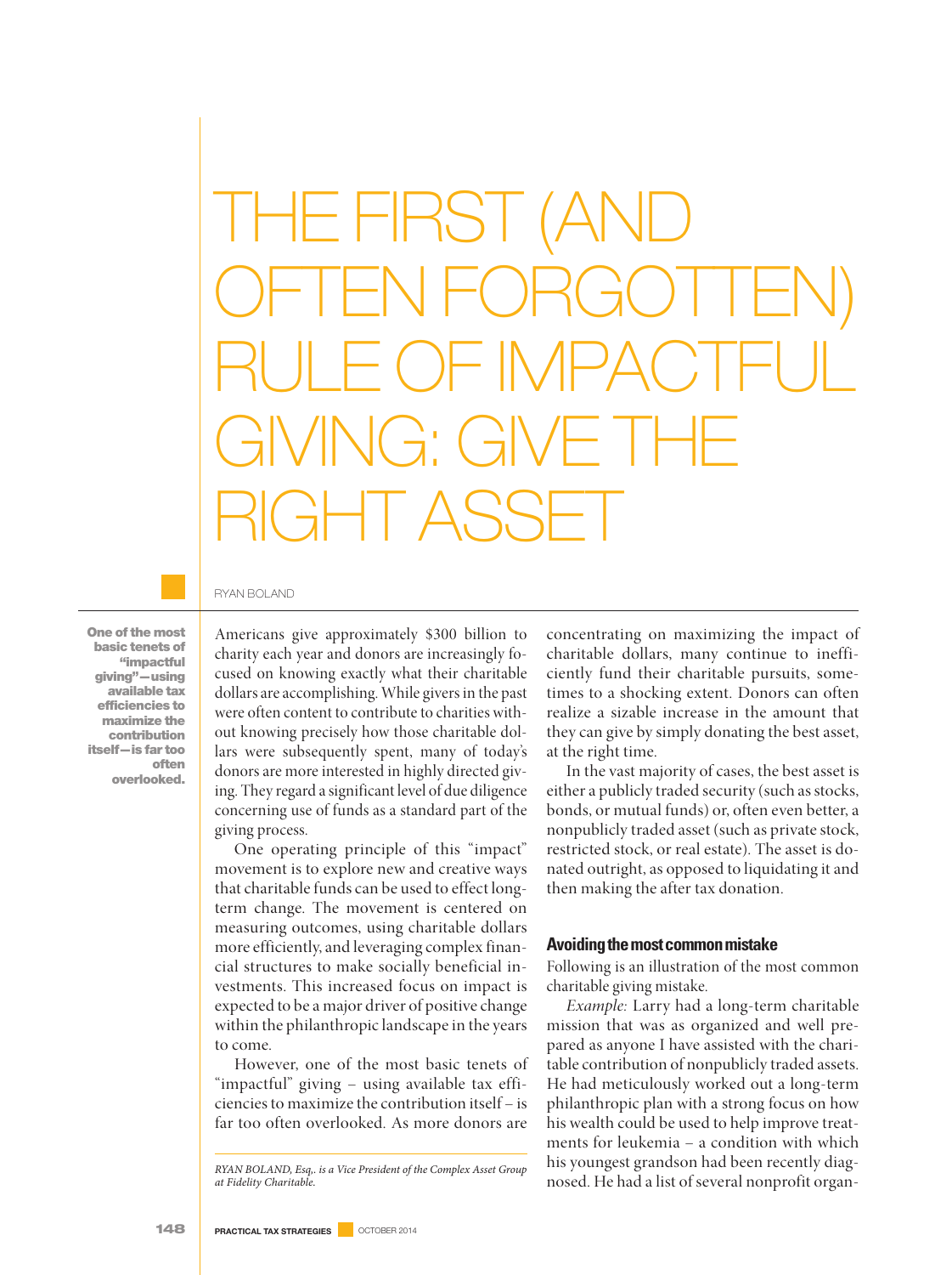# THE FIRST (AND OFTEN FORGOTTEN) RULE OF IMPACTFUL GIVING: GIVE THE RIGHT ASSET

RYAN BOLAND

**One of the most basic tenets of "impactful giving"—using available tax efficiencies to maximize the contribution itself—is far too often overlooked.**

Americans give approximately $300 billion to charity each year and donors are increasingly focused on knowing exactly what their charitable dollars are accomplishing. While givers in the past were often content to contribute to charities without knowing precisely how those charitable dollars were subsequently spent, many of today's donors are more interested in highly directed giving. They regard a significant level of due diligence concerning use of funds as a standard part of the giving process.

One operating principle of this "impact" movement is to explore new and creative ways that charitable funds can be used to effect long-term change. The movement is centered on measuring outcomes, using charitable dollars more efficiently, and leveraging complex financial structures to make socially beneficial investments. This increased focus on impact is expected to be a major driver of positive change within the philanthropic landscape in the years to come.

However, one of the most basic tenets of "impactful" giving – using available tax efficiencies to maximize the contribution itself – is far too often overlooked. As more donors are concentrating on maximizing the impact of charitable dollars, many continue to inefficiently fund their charitable pursuits, sometimes to a shocking extent. Donors can often realize a sizable increase in the amount that they can give by simply donating the best asset, at the right time.

In the vast majority of cases, the best asset is either a publicly traded security (such as stocks, bonds, or mutual funds) or, often even better, a nonpublicly traded asset (such as private stock, restricted stock, or real estate). The asset is donated outright, as opposed to liquidating it and then making the after tax donation.

## Avoiding the most common mistake

Following is an illustration of the most common charitable giving mistake.

*Example:* Larry had a long-term charitable mission that was as organized and well prepared as anyone I have assisted with the charitable contribution of nonpublicly traded assets. He had meticulously worked out a long-term philanthropic plan with a strong focus on how his wealth could be used to help improve treatments for leukemia – a condition with which his youngest grandson had been recently diagnosed. He had a list of several nonprofit organ-

*RYAN BOLAND, Esq., is a Vice President of the Complex Asset Group at Fidelity Charitable.*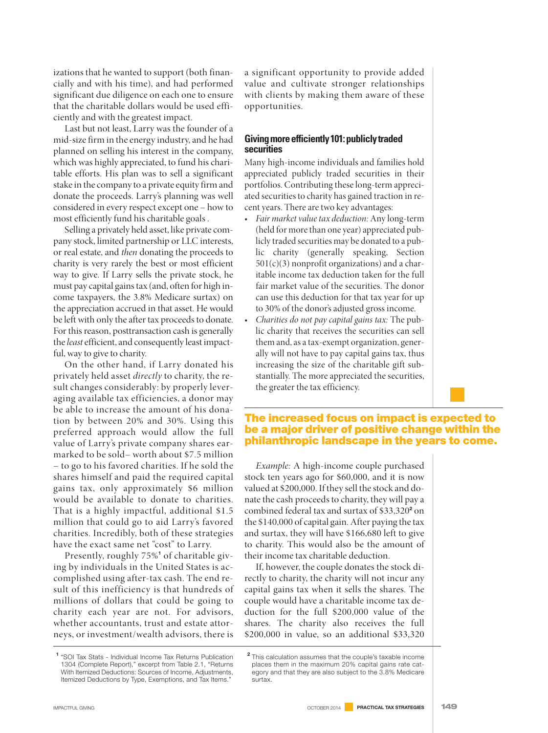izations that he wanted to support (both financially and with his time), and had performed significant due diligence on each one to ensure that the charitable dollars would be used efficiently and with the greatest impact.

Last but not least, Larry was the founder of a mid-size firm in the energy industry, and he had planned on selling his interest in the company, which was highly appreciated, to fund his charitable efforts. His plan was to sell a significant stake in the company to a private equity firm and donate the proceeds. Larry's planning was well considered in every respect except one – how to most efficiently fund his charitable goals .

Selling a privately held asset, like private company stock, limited partnership or LLC interests, or real estate, and *then* donating the proceeds to charity is very rarely the best or most efficient way to give. If Larry sells the private stock, he must pay capital gains tax (and, often for high income taxpayers, the 3.8% Medicare surtax) on the appreciation accrued in that asset. He would be left with only the after tax proceeds to donate. For this reason, posttransaction cash is generally the *least* efficient, and consequently least impactful, way to give to charity.

On the other hand, if Larry donated his privately held asset *directly* to charity, the result changes considerably: by properly leveraging available tax efficiencies, a donor may be able to increase the amount of his donation by between 20% and 30%. Using this preferred approach would allow the full value of Larry's private company shares earmarked to be sold– worth about $7.5 million – to go to his favored charities. If he sold the shares himself and paid the required capital gains tax, only approximately $6 million would be available to donate to charities. That is a highly impactful, additional $1.5 million that could go to aid Larry's favored charities. Incredibly, both of these strategies have the exact same net "cost" to Larry.

Presently, roughly 75%[1] of charitable giving by individuals in the United States is accomplished using after-tax cash. The end result of this inefficiency is that hundreds of millions of dollars that could be going to charity each year are not. For advisors, whether accountants, trust and estate attorneys, or investment/wealth advisors, there is a significant opportunity to provide added value and cultivate stronger relationships with clients by making them aware of these opportunities.

## Giving more efficiently 101: publicly traded securities

Many high-income individuals and families hold appreciated publicly traded securities in their portfolios. Contributing these long-term appreciated securities to charity has gained traction in recent years. There are two key advantages:

- *Fair market value tax deduction:* Any long-term (held for more than one year) appreciated publicly traded securities may be donated to a public charity (generally speaking, Section 501(c)(3) nonprofit organizations) and a charitable income tax deduction taken for the full fair market value of the securities. The donor can use this deduction for that tax year for up to 30% of the donor's adjusted gross income.
- *Charities do not pay capital gains tax:* The public charity that receives the securities can sell them and, as a tax-exempt organization, generally will not have to pay capital gains tax, thus increasing the size of the charitable gift substantially. The more appreciated the securities, the greater the tax efficiency.

**The increased focus on impact is expected to be a major driver of positive change within the philanthropic landscape in the years to come.**

*Example:* A high-income couple purchased stock ten years ago for $60,000, and it is now valued at $200,000. If they sell the stock and donate the cash proceeds to charity, they will pay a combined federal tax and surtax of $33,320[2] on the $140,000 of capital gain. After paying the tax and surtax, they will have $166,680 left to give to charity. This would also be the amount of their income tax charitable deduction.

If, however, the couple donates the stock directly to charity, the charity will not incur any capital gains tax when it sells the shares. The couple would have a charitable income tax deduction for the full $200,000 value of the shares. The charity also receives the full $200,000 in value, so an additional $33,320

---

[1] "SOI Tax Stats - Individual Income Tax Returns Publication 1304 (Complete Report)," excerpt from Table 2.1, "Returns With Itemized Deductions: Sources of Income, Adjustments, Itemized Deductions by Type, Exemptions, and Tax Items."

[2] This calculation assumes that the couple's taxable income places them in the maximum 20% capital gains rate category and that they are also subject to the 3.8% Medicare surtax.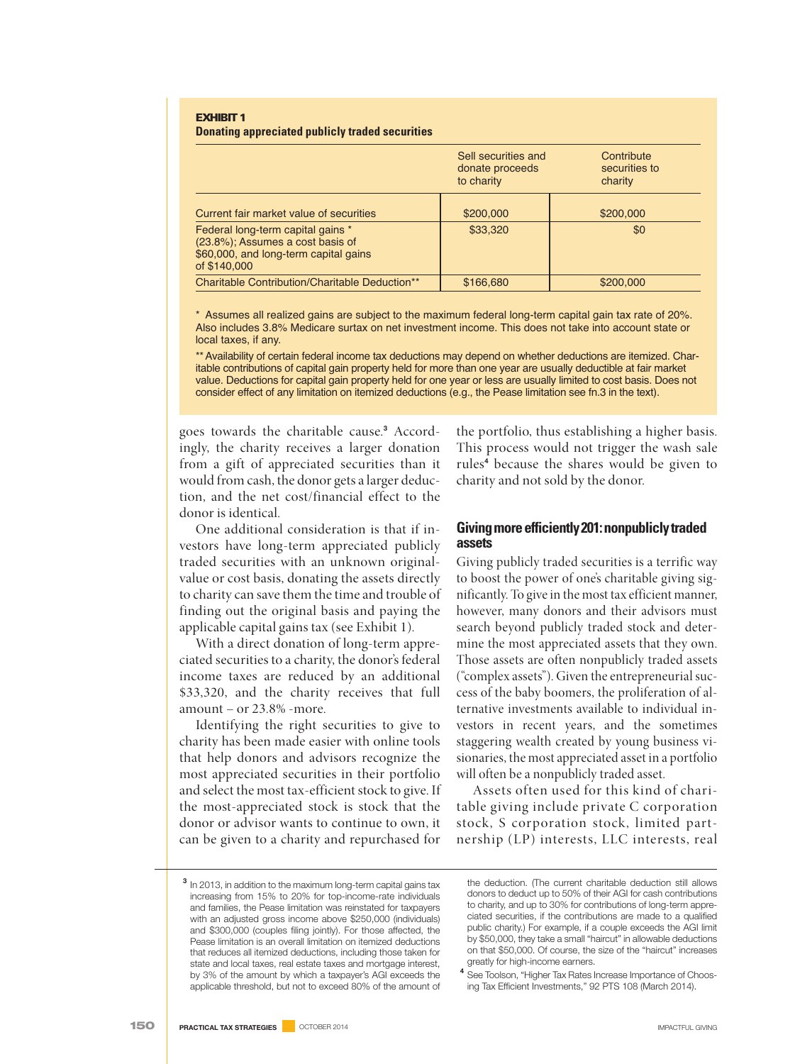**EXHIBIT 1**
**Donating appreciated publicly traded securities**

| | Sell securities and donate proceeds to charity | Contribute securities to charity |
|---|---|---|
| Current fair market value of securities | $200,000 | $200,000 |
| Federal long-term capital gains * (23.8%); Assumes a cost basis of $60,000, and long-term capital gains of $140,000 | $33,320 | $0 |
| Charitable Contribution/Charitable Deduction** | $166,680 | $200,000 |

\* Assumes all realized gains are subject to the maximum federal long-term capital gain tax rate of 20%. Also includes 3.8% Medicare surtax on net investment income. This does not take into account state or local taxes, if any.

** Availability of certain federal income tax deductions may depend on whether deductions are itemized. Charitable contributions of capital gain property held for more than one year are usually deductible at fair market value. Deductions for capital gain property held for one year or less are usually limited to cost basis. Does not consider effect of any limitation on itemized deductions (e.g., the Pease limitation see fn.3 in the text).

goes towards the charitable cause.[3] Accordingly, the charity receives a larger donation from a gift of appreciated securities than it would from cash, the donor gets a larger deduction, and the net cost/financial effect to the donor is identical.

One additional consideration is that if investors have long-term appreciated publicly traded securities with an unknown original-value or cost basis, donating the assets directly to charity can save them the time and trouble of finding out the original basis and paying the applicable capital gains tax (see Exhibit 1).

With a direct donation of long-term appreciated securities to a charity, the donor's federal income taxes are reduced by an additional $33,320, and the charity receives that full amount – or 23.8% -more.

Identifying the right securities to give to charity has been made easier with online tools that help donors and advisors recognize the most appreciated securities in their portfolio and select the most tax-efficient stock to give. If the most-appreciated stock is stock that the donor or advisor wants to continue to own, it can be given to a charity and repurchased for the portfolio, thus establishing a higher basis. This process would not trigger the wash sale rules[4] because the shares would be given to charity and not sold by the donor.

## Giving more efficiently 201: nonpublicly traded assets

Giving publicly traded securities is a terrific way to boost the power of one's charitable giving significantly. To give in the most tax efficient manner, however, many donors and their advisors must search beyond publicly traded stock and determine the most appreciated assets that they own. Those assets are often nonpublicly traded assets ("complex assets"). Given the entrepreneurial success of the baby boomers, the proliferation of alternative investments available to individual investors in recent years, and the sometimes staggering wealth created by young business visionaries, the most appreciated asset in a portfolio will often be a nonpublicly traded asset.

Assets often used for this kind of charitable giving include private C corporation stock, S corporation stock, limited partnership (LP) interests, LLC interests, real

---

[3] In 2013, in addition to the maximum long-term capital gains tax increasing from 15% to 20% for top-income-rate individuals and families, the Pease limitation was reinstated for taxpayers with an adjusted gross income above $250,000 (individuals) and $300,000 (couples filing jointly). For those affected, the Pease limitation is an overall limitation on itemized deductions that reduces all itemized deductions, including those taken for state and local taxes, real estate taxes and mortgage interest, by 3% of the amount by which a taxpayer's AGI exceeds the applicable threshold, but not to exceed 80% of the amount of the deduction. (The current charitable deduction still allows donors to deduct up to 50% of their AGI for cash contributions to charity, and up to 30% for contributions of long-term appreciated securities, if the contributions are made to a qualified public charity.) For example, if a couple exceeds the AGI limit by $50,000, they take a small "haircut" in allowable deductions on that $50,000. Of course, the size of the "haircut" increases greatly for high-income earners.

[4] See Toolson, "Higher Tax Rates Increase Importance of Choosing Tax Efficient Investments," 92 PTS 108 (March 2014).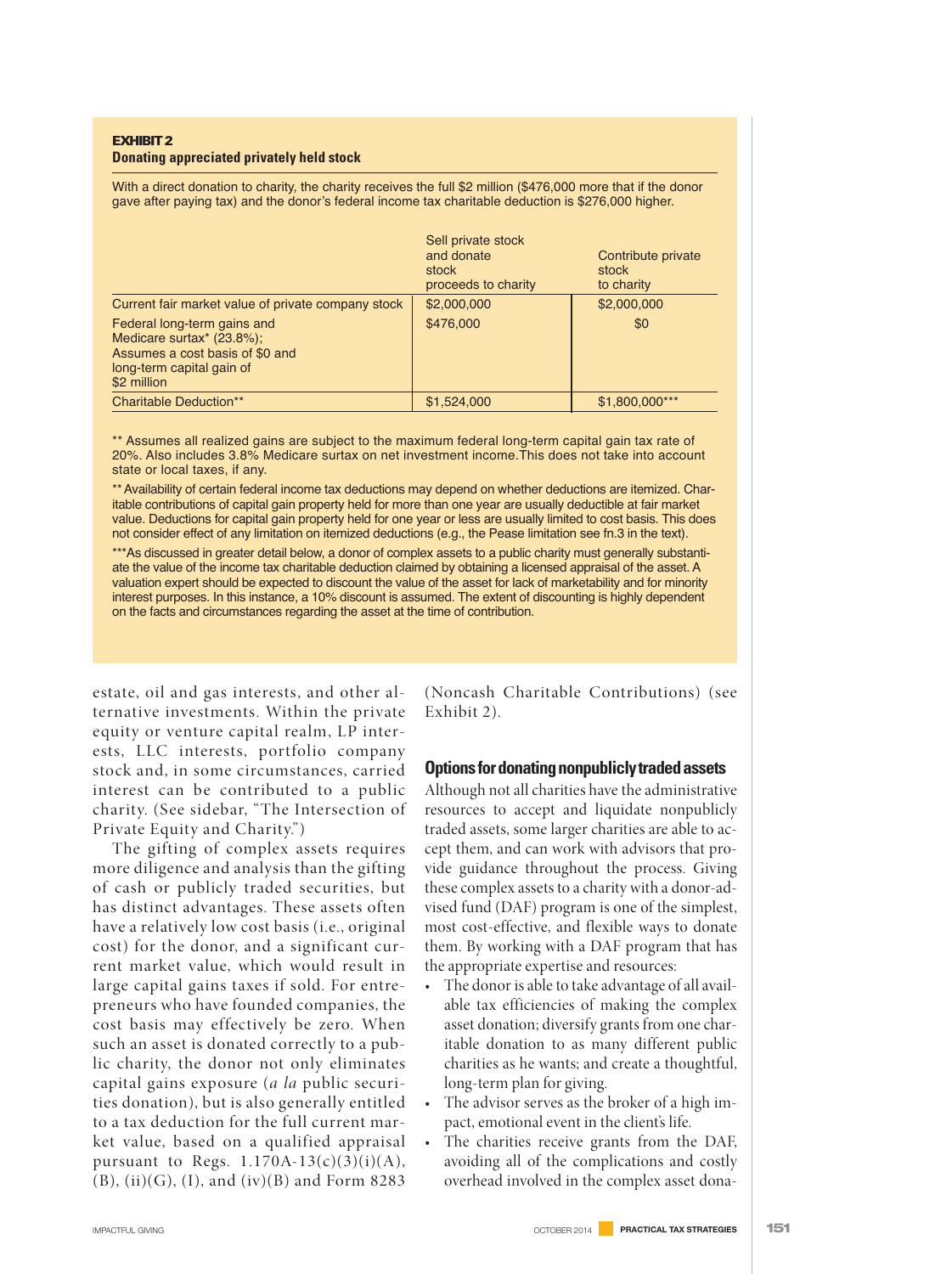**EXHIBIT 2**
**Donating appreciated privately held stock**

With a direct donation to charity, the charity receives the full $2 million ($476,000 more that if the donor gave after paying tax) and the donor's federal income tax charitable deduction is $276,000 higher.

| | Sell private stock and donate stock proceeds to charity | Contribute private stock to charity |
|---|---|---|
| Current fair market value of private company stock | $2,000,000 | $2,000,000 |
| Federal long-term gains and Medicare surtax* (23.8%); Assumes a cost basis of $0 and long-term capital gain of $2 million | $476,000 | $0 |
| Charitable Deduction** | $1,524,000 | $1,800,000*** |

** Assumes all realized gains are subject to the maximum federal long-term capital gain tax rate of 20%. Also includes 3.8% Medicare surtax on net investment income.This does not take into account state or local taxes, if any.

** Availability of certain federal income tax deductions may depend on whether deductions are itemized. Charitable contributions of capital gain property held for more than one year are usually deductible at fair market value. Deductions for capital gain property held for one year or less are usually limited to cost basis. This does not consider effect of any limitation on itemized deductions (e.g., the Pease limitation see fn.3 in the text).

***As discussed in greater detail below, a donor of complex assets to a public charity must generally substantiate the value of the income tax charitable deduction claimed by obtaining a licensed appraisal of the asset. A valuation expert should be expected to discount the value of the asset for lack of marketability and for minority interest purposes. In this instance, a 10% discount is assumed. The extent of discounting is highly dependent on the facts and circumstances regarding the asset at the time of contribution.

estate, oil and gas interests, and other alternative investments. Within the private equity or venture capital realm, LP interests, LLC interests, portfolio company stock and, in some circumstances, carried interest can be contributed to a public charity. (See sidebar, "The Intersection of Private Equity and Charity.")

The gifting of complex assets requires more diligence and analysis than the gifting of cash or publicly traded securities, but has distinct advantages. These assets often have a relatively low cost basis (i.e., original cost) for the donor, and a significant current market value, which would result in large capital gains taxes if sold. For entrepreneurs who have founded companies, the cost basis may effectively be zero. When such an asset is donated correctly to a public charity, the donor not only eliminates capital gains exposure (*a la* public securities donation), but is also generally entitled to a tax deduction for the full current market value, based on a qualified appraisal pursuant to Regs. 1.170A-13(c)(3)(i)(A), (B), (ii)(G), (I), and (iv)(B) and Form 8283 (Noncash Charitable Contributions) (see Exhibit 2).

## Options for donating nonpublicly traded assets

Although not all charities have the administrative resources to accept and liquidate nonpublicly traded assets, some larger charities are able to accept them, and can work with advisors that provide guidance throughout the process. Giving these complex assets to a charity with a donor-advised fund (DAF) program is one of the simplest, most cost-effective, and flexible ways to donate them. By working with a DAF program that has the appropriate expertise and resources:

- The donor is able to take advantage of all available tax efficiencies of making the complex asset donation; diversify grants from one charitable donation to as many different public charities as he wants; and create a thoughtful, long-term plan for giving.
- The advisor serves as the broker of a high impact, emotional event in the client's life.
- The charities receive grants from the DAF, avoiding all of the complications and costly overhead involved in the complex asset dona-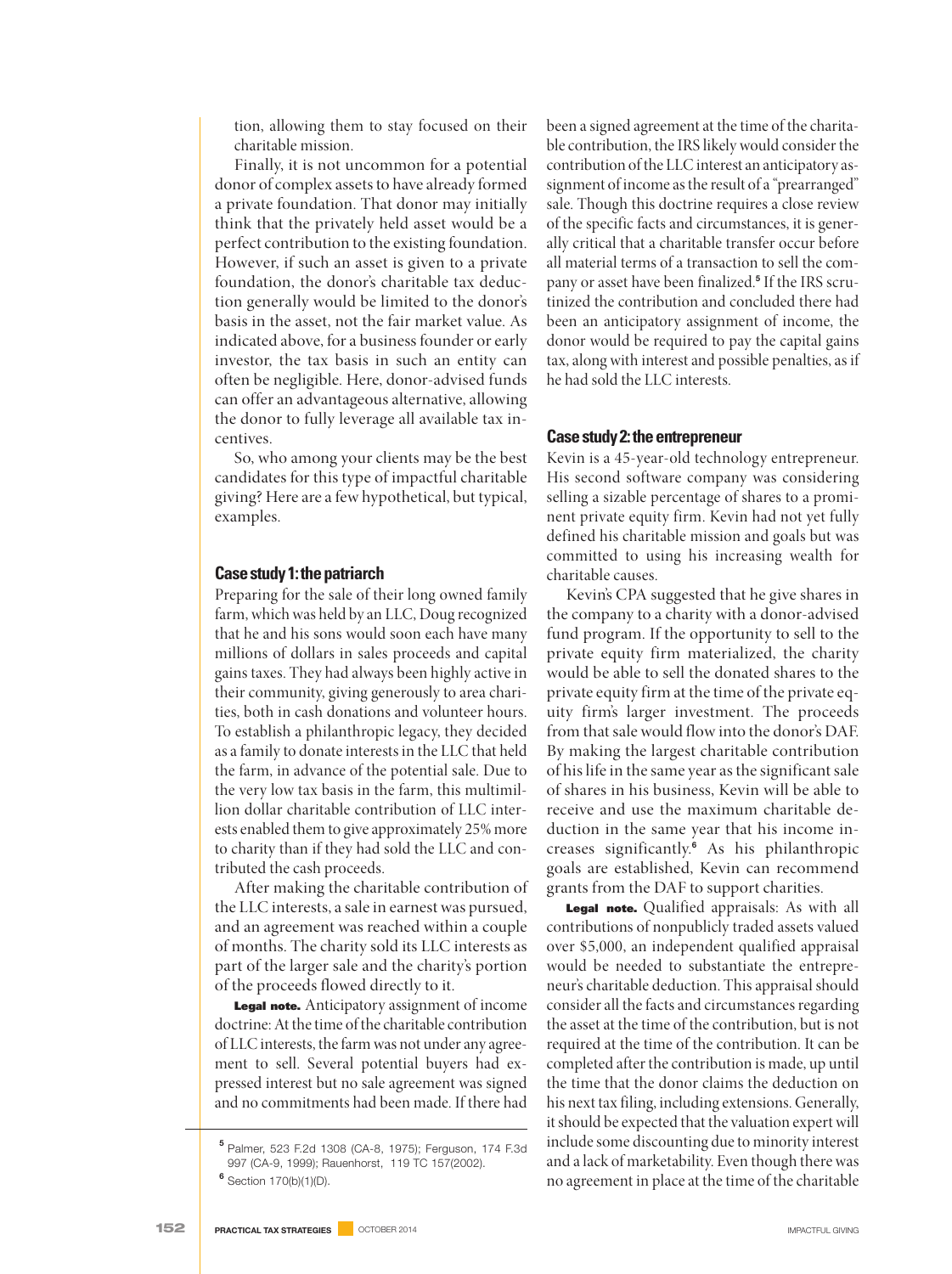tion, allowing them to stay focused on their charitable mission.

Finally, it is not uncommon for a potential donor of complex assets to have already formed a private foundation. That donor may initially think that the privately held asset would be a perfect contribution to the existing foundation. However, if such an asset is given to a private foundation, the donor's charitable tax deduction generally would be limited to the donor's basis in the asset, not the fair market value. As indicated above, for a business founder or early investor, the tax basis in such an entity can often be negligible. Here, donor-advised funds can offer an advantageous alternative, allowing the donor to fully leverage all available tax incentives.

So, who among your clients may be the best candidates for this type of impactful charitable giving? Here are a few hypothetical, but typical, examples.

## Case study 1: the patriarch

Preparing for the sale of their long owned family farm, which was held by an LLC, Doug recognized that he and his sons would soon each have many millions of dollars in sales proceeds and capital gains taxes. They had always been highly active in their community, giving generously to area charities, both in cash donations and volunteer hours. To establish a philanthropic legacy, they decided as a family to donate interests in the LLC that held the farm, in advance of the potential sale. Due to the very low tax basis in the farm, this multimillion dollar charitable contribution of LLC interests enabled them to give approximately 25% more to charity than if they had sold the LLC and contributed the cash proceeds.

After making the charitable contribution of the LLC interests, a sale in earnest was pursued, and an agreement was reached within a couple of months. The charity sold its LLC interests as part of the larger sale and the charity's portion of the proceeds flowed directly to it.

**Legal note.** Anticipatory assignment of income doctrine: At the time of the charitable contribution of LLC interests, the farm was not under any agreement to sell. Several potential buyers had expressed interest but no sale agreement was signed and no commitments had been made. If there had been a signed agreement at the time of the charitable contribution, the IRS likely would consider the contribution of the LLC interest an anticipatory assignment of income as the result of a "prearranged" sale. Though this doctrine requires a close review of the specific facts and circumstances, it is generally critical that a charitable transfer occur before all material terms of a transaction to sell the company or asset have been finalized.[5] If the IRS scrutinized the contribution and concluded there had been an anticipatory assignment of income, the donor would be required to pay the capital gains tax, along with interest and possible penalties, as if he had sold the LLC interests.

## Case study 2: the entrepreneur

Kevin is a 45-year-old technology entrepreneur. His second software company was considering selling a sizable percentage of shares to a prominent private equity firm. Kevin had not yet fully defined his charitable mission and goals but was committed to using his increasing wealth for charitable causes.

Kevin's CPA suggested that he give shares in the company to a charity with a donor-advised fund program. If the opportunity to sell to the private equity firm materialized, the charity would be able to sell the donated shares to the private equity firm at the time of the private equity firm's larger investment. The proceeds from that sale would flow into the donor's DAF. By making the largest charitable contribution of his life in the same year as the significant sale of shares in his business, Kevin will be able to receive and use the maximum charitable deduction in the same year that his income increases significantly.[6] As his philanthropic goals are established, Kevin can recommend grants from the DAF to support charities.

**Legal note.** Qualified appraisals: As with all contributions of nonpublicly traded assets valued over $5,000, an independent qualified appraisal would be needed to substantiate the entrepreneur's charitable deduction. This appraisal should consider all the facts and circumstances regarding the asset at the time of the contribution, but is not required at the time of the contribution. It can be completed after the contribution is made, up until the time that the donor claims the deduction on his next tax filing, including extensions. Generally, it should be expected that the valuation expert will include some discounting due to minority interest and a lack of marketability. Even though there was no agreement in place at the time of the charitable

---

[5] Palmer, 523 F.2d 1308 (CA-8, 1975); Ferguson, 174 F.3d 997 (CA-9, 1999); Rauenhorst, 119 TC 157(2002).

[6] Section 170(b)(1)(D).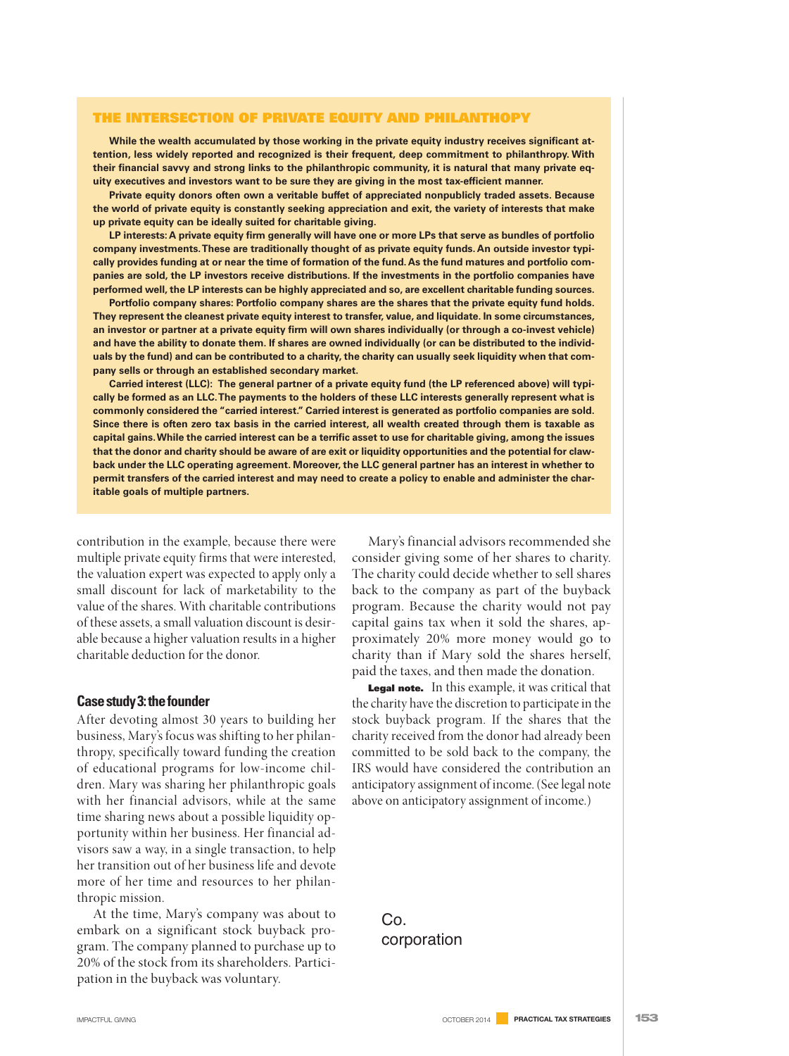## THE INTERSECTION OF PRIVATE EQUITY AND PHILANTHOPY

**While the wealth accumulated by those working in the private equity industry receives significant attention, less widely reported and recognized is their frequent, deep commitment to philanthropy. With their financial savvy and strong links to the philanthropic community, it is natural that many private equity executives and investors want to be sure they are giving in the most tax-efficient manner.**

**Private equity donors often own a veritable buffet of appreciated nonpublicly traded assets. Because the world of private equity is constantly seeking appreciation and exit, the variety of interests that make up private equity can be ideally suited for charitable giving.**

**LP interests: A private equity firm generally will have one or more LPs that serve as bundles of portfolio company investments. These are traditionally thought of as private equity funds. An outside investor typically provides funding at or near the time of formation of the fund. As the fund matures and portfolio companies are sold, the LP investors receive distributions. If the investments in the portfolio companies have performed well, the LP interests can be highly appreciated and so, are excellent charitable funding sources.**

**Portfolio company shares: Portfolio company shares are the shares that the private equity fund holds. They represent the cleanest private equity interest to transfer, value, and liquidate. In some circumstances, an investor or partner at a private equity firm will own shares individually (or through a co-invest vehicle) and have the ability to donate them. If shares are owned individually (or can be distributed to the individuals by the fund) and can be contributed to a charity, the charity can usually seek liquidity when that company sells or through an established secondary market.**

**Carried interest (LLC): The general partner of a private equity fund (the LP referenced above) will typically be formed as an LLC. The payments to the holders of these LLC interests generally represent what is commonly considered the "carried interest." Carried interest is generated as portfolio companies are sold. Since there is often zero tax basis in the carried interest, all wealth created through them is taxable as capital gains. While the carried interest can be a terrific asset to use for charitable giving, among the issues that the donor and charity should be aware of are exit or liquidity opportunities and the potential for clawback under the LLC operating agreement. Moreover, the LLC general partner has an interest in whether to permit transfers of the carried interest and may need to create a policy to enable and administer the charitable goals of multiple partners.**

contribution in the example, because there were multiple private equity firms that were interested, the valuation expert was expected to apply only a small discount for lack of marketability to the value of the shares. With charitable contributions of these assets, a small valuation discount is desirable because a higher valuation results in a higher charitable deduction for the donor.

### Case study 3: the founder

After devoting almost 30 years to building her business, Mary's focus was shifting to her philanthropy, specifically toward funding the creation of educational programs for low-income children. Mary was sharing her philanthropic goals with her financial advisors, while at the same time sharing news about a possible liquidity opportunity within her business. Her financial advisors saw a way, in a single transaction, to help her transition out of her business life and devote more of her time and resources to her philanthropic mission.

At the time, Mary's company was about to embark on a significant stock buyback program. The company planned to purchase up to 20% of the stock from its shareholders. Participation in the buyback was voluntary.

Mary's financial advisors recommended she consider giving some of her shares to charity. The charity could decide whether to sell shares back to the company as part of the buyback program. Because the charity would not pay capital gains tax when it sold the shares, approximately 20% more money would go to charity than if Mary sold the shares herself, paid the taxes, and then made the donation.

**Legal note.** In this example, it was critical that the charity have the discretion to participate in the stock buyback program. If the shares that the charity received from the donor had already been committed to be sold back to the company, the IRS would have considered the contribution an anticipatory assignment of income. (See legal note above on anticipatory assignment of income.)

Co.
corporation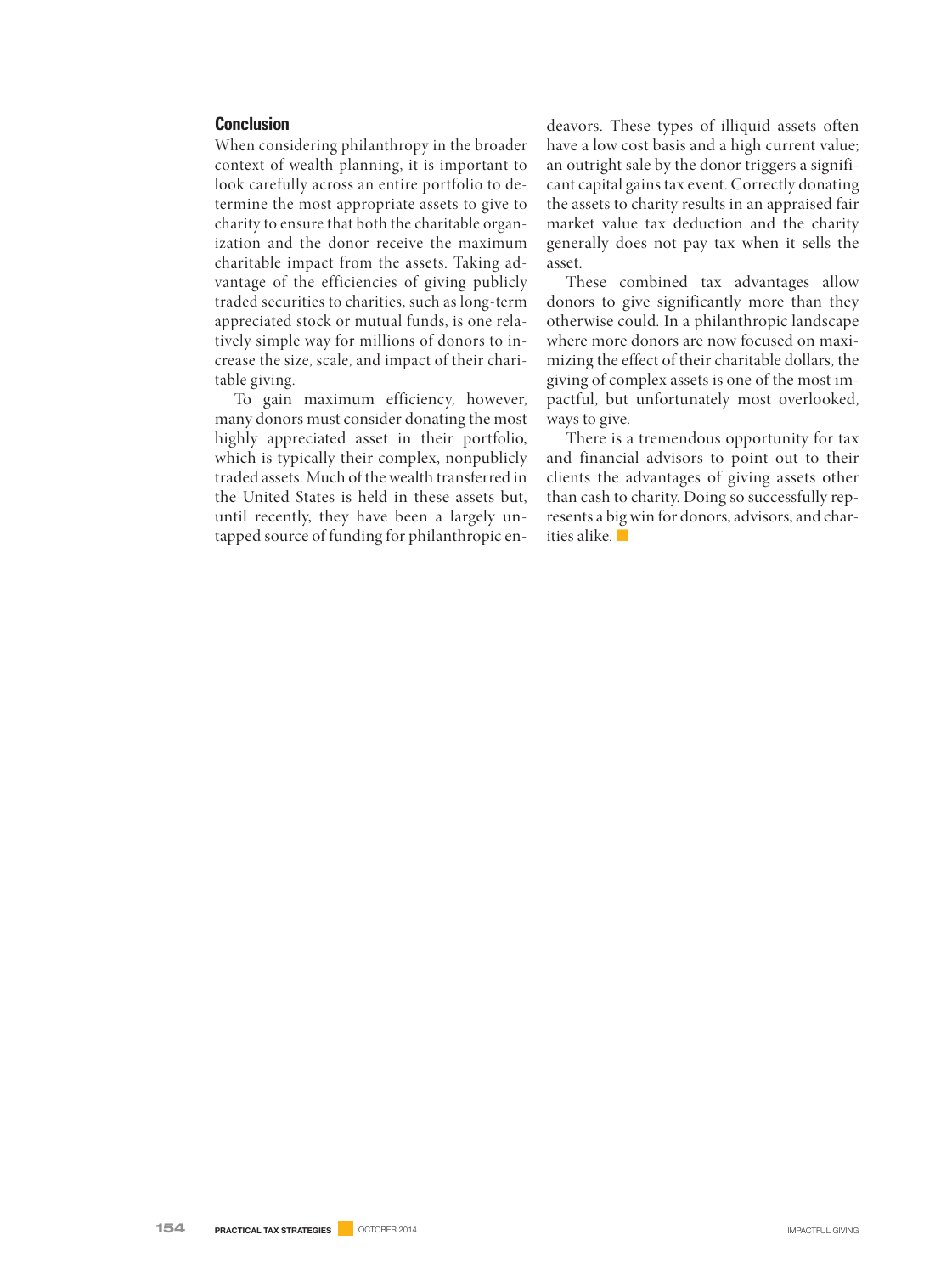## Conclusion

When considering philanthropy in the broader context of wealth planning, it is important to look carefully across an entire portfolio to determine the most appropriate assets to give to charity to ensure that both the charitable organization and the donor receive the maximum charitable impact from the assets. Taking advantage of the efficiencies of giving publicly traded securities to charities, such as long-term appreciated stock or mutual funds, is one relatively simple way for millions of donors to increase the size, scale, and impact of their charitable giving.

To gain maximum efficiency, however, many donors must consider donating the most highly appreciated asset in their portfolio, which is typically their complex, nonpublicly traded assets. Much of the wealth transferred in the United States is held in these assets but, until recently, they have been a largely untapped source of funding for philanthropic endeavors. These types of illiquid assets often have a low cost basis and a high current value; an outright sale by the donor triggers a significant capital gains tax event. Correctly donating the assets to charity results in an appraised fair market value tax deduction and the charity generally does not pay tax when it sells the asset.

These combined tax advantages allow donors to give significantly more than they otherwise could. In a philanthropic landscape where more donors are now focused on maximizing the effect of their charitable dollars, the giving of complex assets is one of the most impactful, but unfortunately most overlooked, ways to give.

There is a tremendous opportunity for tax and financial advisors to point out to their clients the advantages of giving assets other than cash to charity. Doing so successfully represents a big win for donors, advisors, and charities alike.